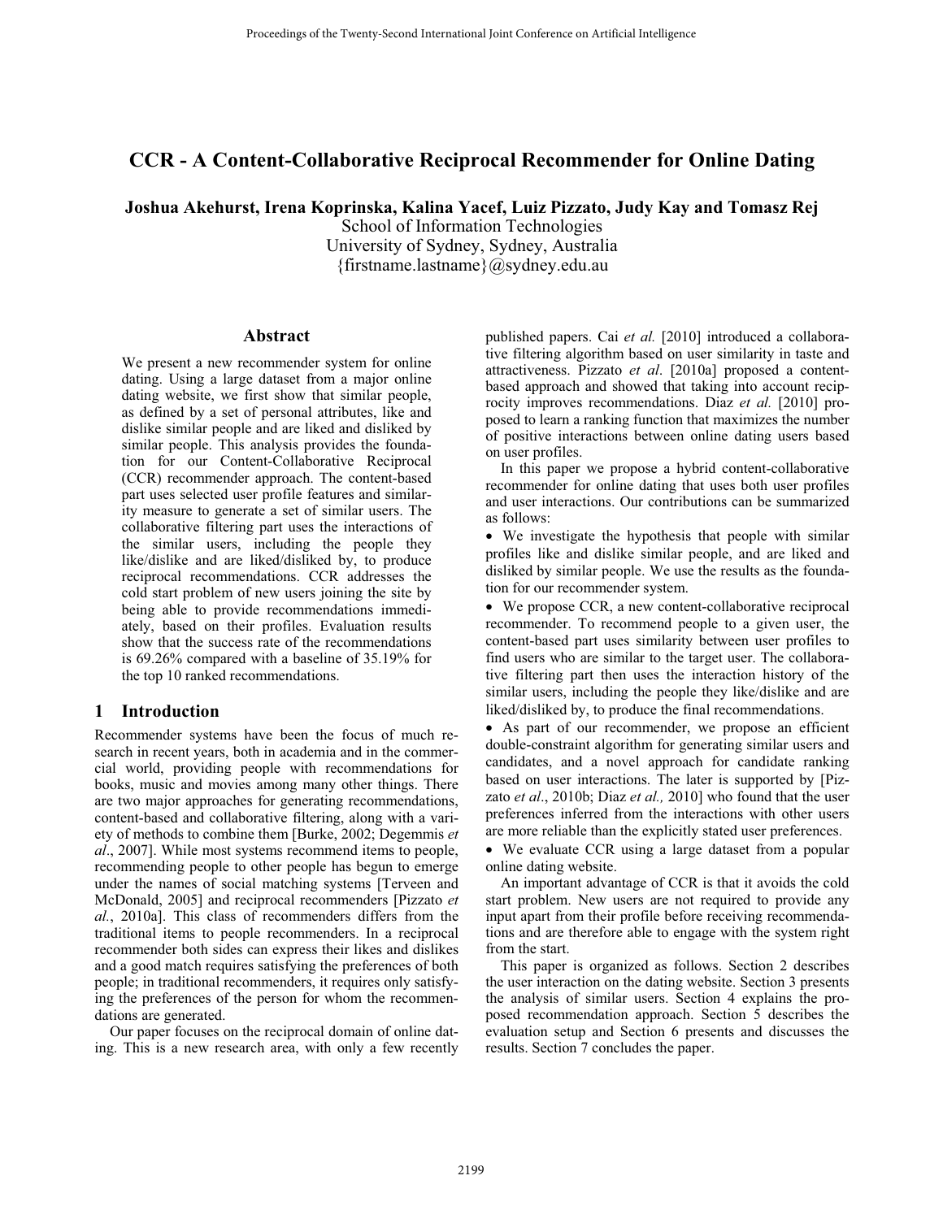# CCR - A Content-Collaborative Reciprocal Recommender for Online Dating

**Joshua Akehurst, Irena Koprinska, Kalina Yacef, Luiz Pizzato, Judy Kay and Tomasz Rej**
School of Information Technologies
University of Sydney, Sydney, Australia
{firstname.lastname}@sydney.edu.au

## Abstract

We present a new recommender system for online dating. Using a large dataset from a major online dating website, we first show that similar people, as defined by a set of personal attributes, like and dislike similar people and are liked and disliked by similar people. This analysis provides the foundation for our Content-Collaborative Reciprocal (CCR) recommender approach. The content-based part uses selected user profile features and similarity measure to generate a set of similar users. The collaborative filtering part uses the interactions of the similar users, including the people they like/dislike and are liked/disliked by, to produce reciprocal recommendations. CCR addresses the cold start problem of new users joining the site by being able to provide recommendations immediately, based on their profiles. Evaluation results show that the success rate of the recommendations is 69.26% compared with a baseline of 35.19% for the top 10 ranked recommendations.

## 1 Introduction

Recommender systems have been the focus of much research in recent years, both in academia and in the commercial world, providing people with recommendations for books, music and movies among many other things. There are two major approaches for generating recommendations, content-based and collaborative filtering, along with a variety of methods to combine them [Burke, 2002; Degemmis *et al*., 2007]. While most systems recommend items to people, recommending people to other people has begun to emerge under the names of social matching systems [Terveen and McDonald, 2005] and reciprocal recommenders [Pizzato *et al.*, 2010a]. This class of recommenders differs from the traditional items to people recommenders. In a reciprocal recommender both sides can express their likes and dislikes and a good match requires satisfying the preferences of both people; in traditional recommenders, it requires only satisfying the preferences of the person for whom the recommendations are generated.

Our paper focuses on the reciprocal domain of online dating. This is a new research area, with only a few recently published papers. Cai *et al.* [2010] introduced a collaborative filtering algorithm based on user similarity in taste and attractiveness. Pizzato *et al*. [2010a] proposed a content-based approach and showed that taking into account reciprocity improves recommendations. Diaz *et al.* [2010] proposed to learn a ranking function that maximizes the number of positive interactions between online dating users based on user profiles.

In this paper we propose a hybrid content-collaborative recommender for online dating that uses both user profiles and user interactions. Our contributions can be summarized as follows:

- We investigate the hypothesis that people with similar profiles like and dislike similar people, and are liked and disliked by similar people. We use the results as the foundation for our recommender system.
- We propose CCR, a new content-collaborative reciprocal recommender. To recommend people to a given user, the content-based part uses similarity between user profiles to find users who are similar to the target user. The collaborative filtering part then uses the interaction history of the similar users, including the people they like/dislike and are liked/disliked by, to produce the final recommendations.
- As part of our recommender, we propose an efficient double-constraint algorithm for generating similar users and candidates, and a novel approach for candidate ranking based on user interactions. The later is supported by [Pizzato *et al*., 2010b; Diaz *et al.,* 2010] who found that the user preferences inferred from the interactions with other users are more reliable than the explicitly stated user preferences.
- We evaluate CCR using a large dataset from a popular online dating website.

An important advantage of CCR is that it avoids the cold start problem. New users are not required to provide any input apart from their profile before receiving recommendations and are therefore able to engage with the system right from the start.

This paper is organized as follows. Section 2 describes the user interaction on the dating website. Section 3 presents the analysis of similar users. Section 4 explains the proposed recommendation approach. Section 5 describes the evaluation setup and Section 6 presents and discusses the results. Section 7 concludes the paper.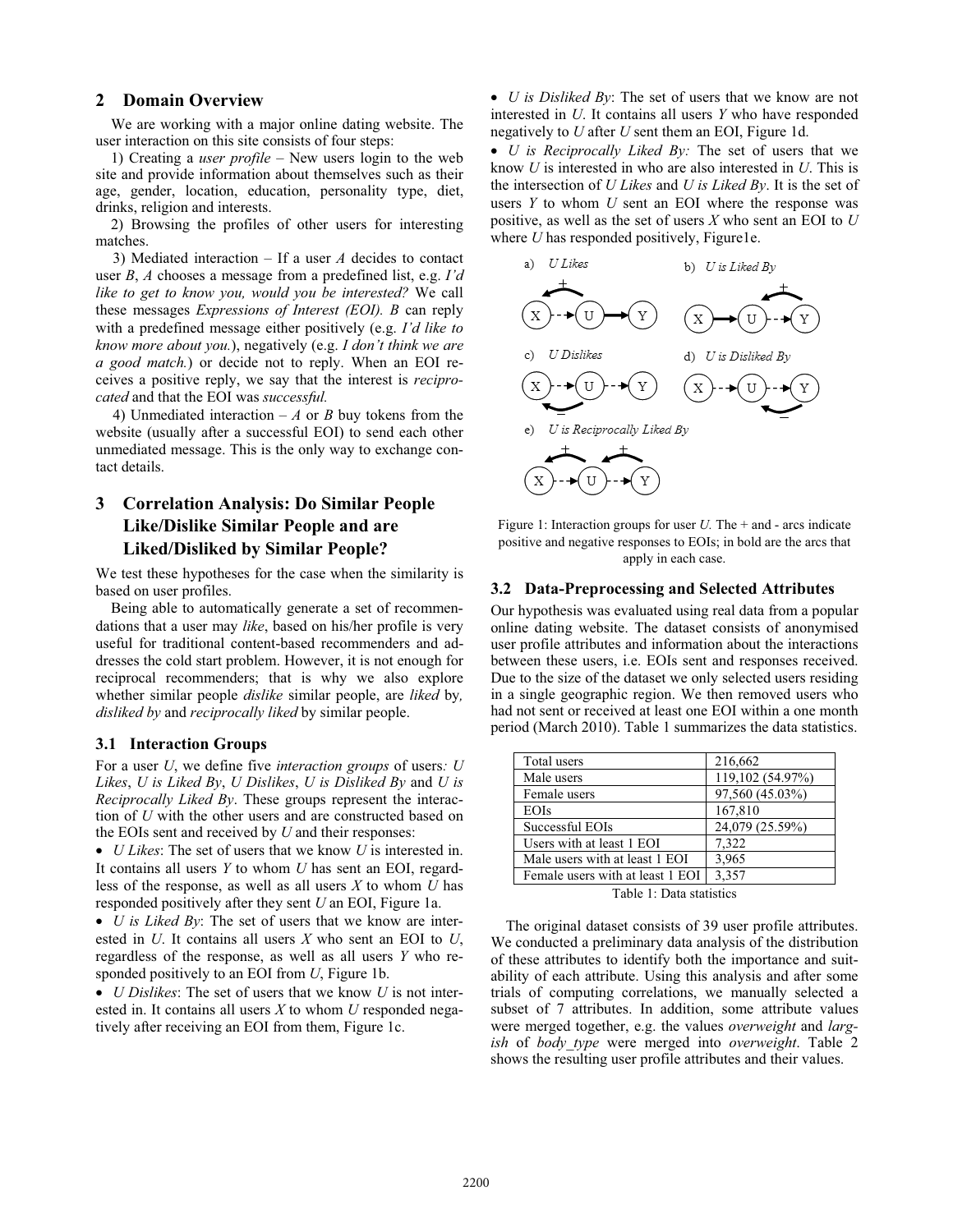## 2 Domain Overview

We are working with a major online dating website. The user interaction on this site consists of four steps:

1) Creating a *user profile* – New users login to the web site and provide information about themselves such as their age, gender, location, education, personality type, diet, drinks, religion and interests.

2) Browsing the profiles of other users for interesting matches.

3) Mediated interaction – If a user *A* decides to contact user *B*, *A* chooses a message from a predefined list, e.g. *I'd like to get to know you, would you be interested?* We call these messages *Expressions of Interest (EOI). B* can reply with a predefined message either positively (e.g. *I'd like to know more about you.*), negatively (e.g. *I don't think we are a good match.*) or decide not to reply. When an EOI receives a positive reply, we say that the interest is *reciprocated* and that the EOI was *successful.*

4) Unmediated interaction – *A* or *B* buy tokens from the website (usually after a successful EOI) to send each other unmediated message. This is the only way to exchange contact details.

## 3 Correlation Analysis: Do Similar People Like/Dislike Similar People and are Liked/Disliked by Similar People?

We test these hypotheses for the case when the similarity is based on user profiles.

Being able to automatically generate a set of recommendations that a user may *like*, based on his/her profile is very useful for traditional content-based recommenders and addresses the cold start problem. However, it is not enough for reciprocal recommenders; that is why we also explore whether similar people *dislike* similar people, are *liked* by*, disliked by* and *reciprocally liked* by similar people.

### 3.1 Interaction Groups

For a user *U*, we define five *interaction groups* of users*: U Likes*, *U is Liked By*, *U Dislikes*, *U is Disliked By* and *U is Reciprocally Liked By*. These groups represent the interaction of *U* with the other users and are constructed based on the EOIs sent and received by *U* and their responses:

- *U Likes*: The set of users that we know *U* is interested in. It contains all users *Y* to whom *U* has sent an EOI, regardless of the response, as well as all users *X* to whom *U* has responded positively after they sent *U* an EOI, Figure 1a.
- *U is Liked By*: The set of users that we know are interested in *U*. It contains all users *X* who sent an EOI to *U*, regardless of the response, as well as all users *Y* who responded positively to an EOI from *U*, Figure 1b.
- *U Dislikes*: The set of users that we know *U* is not interested in. It contains all users *X* to whom *U* responded negatively after receiving an EOI from them, Figure 1c.
- *U is Disliked By*: The set of users that we know are not interested in *U*. It contains all users *Y* who have responded negatively to *U* after *U* sent them an EOI, Figure 1d.
- *U is Reciprocally Liked By:* The set of users that we know *U* is interested in who are also interested in *U*. This is the intersection of *U Likes* and *U is Liked By*. It is the set of users *Y* to whom *U* sent an EOI where the response was positive, as well as the set of users *X* who sent an EOI to *U* where *U* has responded positively, Figure1e.

Figure 1: Interaction groups for user *U.* The + and - arcs indicate positive and negative responses to EOIs; in bold are the arcs that apply in each case.

### 3.2 Data-Preprocessing and Selected Attributes

Our hypothesis was evaluated using real data from a popular online dating website. The dataset consists of anonymised user profile attributes and information about the interactions between these users, i.e. EOIs sent and responses received. Due to the size of the dataset we only selected users residing in a single geographic region. We then removed users who had not sent or received at least one EOI within a one month period (March 2010). Table 1 summarizes the data statistics.

| | |
|---|---|
| Total users | 216,662 |
| Male users | 119,102 (54.97%) |
| Female users | 97,560 (45.03%) |
| EOIs | 167,810 |
| Successful EOIs | 24,079 (25.59%) |
| Users with at least 1 EOI | 7,322 |
| Male users with at least 1 EOI | 3,965 |
| Female users with at least 1 EOI | 3,357 |

Table 1: Data statistics

The original dataset consists of 39 user profile attributes. We conducted a preliminary data analysis of the distribution of these attributes to identify both the importance and suitability of each attribute. Using this analysis and after some trials of computing correlations, we manually selected a subset of 7 attributes. In addition, some attribute values were merged together, e.g. the values *overweight* and *largish* of *body_type* were merged into *overweight*. Table 2 shows the resulting user profile attributes and their values.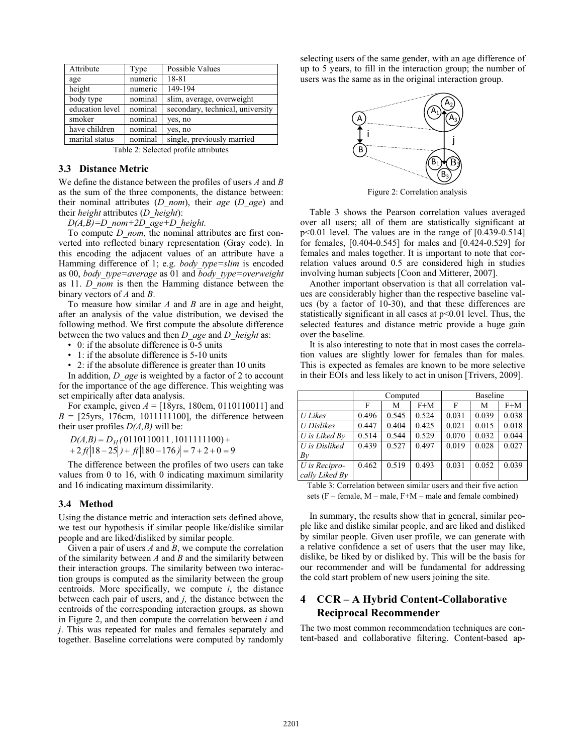| Attribute | Type | Possible Values |
| --- | --- | --- |
| age | numeric | 18-81 |
| height | numeric | 149-194 |
| body type | nominal | slim, average, overweight |
| education level | nominal | secondary, technical, university |
| smoker | nominal | yes, no |
| have children | nominal | yes, no |
| marital status | nominal | single, previously married |

Table 2: Selected profile attributes

### 3.3 Distance Metric

We define the distance between the profiles of users *A* and *B* as the sum of the three components, the distance between: their nominal attributes (*D_nom*), their *age* (*D_age*) and their *height* attributes (*D_height*):

*D(A,B)=D_nom+2D_age+D_height.*

To compute *D_nom*, the nominal attributes are first converted into reflected binary representation (Gray code). In this encoding the adjacent values of an attribute have a Hamming difference of 1; e.g. *body_type=slim* is encoded as 00, *body_type=average* as 01 and *body_type=overweight* as 11. *D_nom* is then the Hamming distance between the binary vectors of *A* and *B*.

To measure how similar *A* and *B* are in age and height, after an analysis of the value distribution, we devised the following method. We first compute the absolute difference between the two values and then *D_age* and *D_height* as:

- 0: if the absolute difference is 0-5 units
- 1: if the absolute difference is 5-10 units
- 2: if the absolute difference is greater than 10 units

In addition, *D_age* is weighted by a factor of 2 to account for the importance of the age difference. This weighting was set empirically after data analysis.

For example, given *A* = [18yrs, 180cm, 0110110011] and *B* = [25yrs, 176cm, 1011111100], the difference between their user profiles *D(A,B)* will be:

$$D(A,B) = D_H(0110110011, 1011111100) + 2f(|18-25|) + f(|180-176|) = 7+2+0 = 9$$

The difference between the profiles of two users can take values from 0 to 16, with 0 indicating maximum similarity and 16 indicating maximum dissimilarity.

### 3.4 Method

Using the distance metric and interaction sets defined above, we test our hypothesis if similar people like/dislike similar people and are liked/disliked by similar people.

Given a pair of users *A* and *B*, we compute the correlation of the similarity between *A* and *B* and the similarity between their interaction groups. The similarity between two interaction groups is computed as the similarity between the group centroids. More specifically, we compute *i*, the distance between each pair of users, and *j,* the distance between the centroids of the corresponding interaction groups, as shown in Figure 2, and then compute the correlation between *i* and *j*. This was repeated for males and females separately and together. Baseline correlations were computed by randomly selecting users of the same gender, with an age difference of up to 5 years, to fill in the interaction group; the number of users was the same as in the original interaction group.

Figure 2: Correlation analysis

Table 3 shows the Pearson correlation values averaged over all users; all of them are statistically significant at $p<0.01$ level. The values are in the range of [0.439-0.514] for females, [0.404-0.545] for males and [0.424-0.529] for females and males together. It is important to note that correlation values around 0.5 are considered high in studies involving human subjects [Coon and Mitterer, 2007].

Another important observation is that all correlation values are considerably higher than the respective baseline values (by a factor of 10-30), and that these differences are statistically significant in all cases at $p<0.01$ level. Thus, the selected features and distance metric provide a huge gain over the baseline.

It is also interesting to note that in most cases the correlation values are slightly lower for females than for males. This is expected as females are known to be more selective in their EOIs and less likely to act in unison [Trivers, 2009].

| | Computed | | | Baseline | | |
| --- | --- | --- | --- | --- | --- | --- |
| | F | M | F+M | F | M | F+M |
| *U Likes* | 0.496 | 0.545 | 0.524 | 0.031 | 0.039 | 0.038 |
| *U Dislikes* | 0.447 | 0.404 | 0.425 | 0.021 | 0.015 | 0.018 |
| *U is Liked By* | 0.514 | 0.544 | 0.529 | 0.070 | 0.032 | 0.044 |
| *U is Disliked By* | 0.439 | 0.527 | 0.497 | 0.019 | 0.028 | 0.027 |
| *U is Reciprocally Liked By* | 0.462 | 0.519 | 0.493 | 0.031 | 0.052 | 0.039 |

Table 3: Correlation between similar users and their five action sets (F – female, M – male, F+M – male and female combined)

In summary, the results show that in general, similar people like and dislike similar people, and are liked and disliked by similar people. Given user profile, we can generate with a relative confidence a set of users that the user may like, dislike, be liked by or disliked by. This will be the basis for our recommender and will be fundamental for addressing the cold start problem of new users joining the site.

## 4 CCR – A Hybrid Content-Collaborative Reciprocal Recommender

The two most common recommendation techniques are content-based and collaborative filtering. Content-based ap-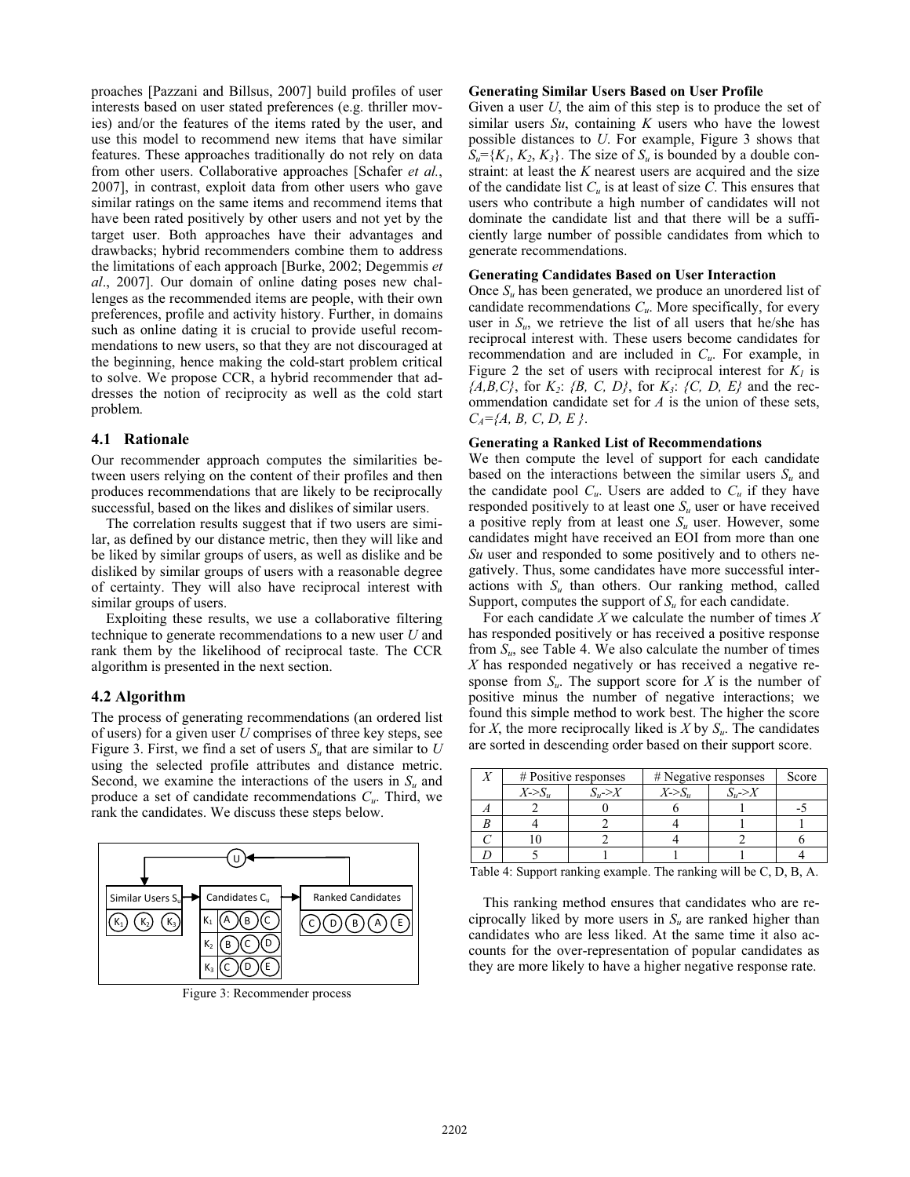proaches [Pazzani and Billsus, 2007] build profiles of user interests based on user stated preferences (e.g. thriller movies) and/or the features of the items rated by the user, and use this model to recommend new items that have similar features. These approaches traditionally do not rely on data from other users. Collaborative approaches [Schafer *et al.*, 2007], in contrast, exploit data from other users who gave similar ratings on the same items and recommend items that have been rated positively by other users and not yet by the target user. Both approaches have their advantages and drawbacks; hybrid recommenders combine them to address the limitations of each approach [Burke, 2002; Degemmis *et al*., 2007]. Our domain of online dating poses new challenges as the recommended items are people, with their own preferences, profile and activity history. Further, in domains such as online dating it is crucial to provide useful recommendations to new users, so that they are not discouraged at the beginning, hence making the cold-start problem critical to solve. We propose CCR, a hybrid recommender that addresses the notion of reciprocity as well as the cold start problem.

## 4.1 Rationale

Our recommender approach computes the similarities between users relying on the content of their profiles and then produces recommendations that are likely to be reciprocally successful, based on the likes and dislikes of similar users.

The correlation results suggest that if two users are similar, as defined by our distance metric, then they will like and be liked by similar groups of users, as well as dislike and be disliked by similar groups of users with a reasonable degree of certainty. They will also have reciprocal interest with similar groups of users.

Exploiting these results, we use a collaborative filtering technique to generate recommendations to a new user *U* and rank them by the likelihood of reciprocal taste. The CCR algorithm is presented in the next section.

## 4.2 Algorithm

The process of generating recommendations (an ordered list of users) for a given user *U* comprises of three key steps, see Figure 3. First, we find a set of users $S_u$ that are similar to *U* using the selected profile attributes and distance metric. Second, we examine the interactions of the users in $S_u$ and produce a set of candidate recommendations $C_u$. Third, we rank the candidates. We discuss these steps below.

Figure 3: Recommender process

**Generating Similar Users Based on User Profile**

Given a user *U*, the aim of this step is to produce the set of similar users *Su*, containing *K* users who have the lowest possible distances to *U*. For example, Figure 3 shows that $S_u=\{K_1, K_2, K_3\}$. The size of $S_u$ is bounded by a double constraint: at least the *K* nearest users are acquired and the size of the candidate list $C_u$ is at least of size *C*. This ensures that users who contribute a high number of candidates will not dominate the candidate list and that there will be a sufficiently large number of possible candidates from which to generate recommendations.

**Generating Candidates Based on User Interaction**

Once $S_u$ has been generated, we produce an unordered list of candidate recommendations $C_u$. More specifically, for every user in $S_u$, we retrieve the list of all users that he/she has reciprocal interest with. These users become candidates for recommendation and are included in $C_u$. For example, in Figure 2 the set of users with reciprocal interest for $K_1$ is $\{A,B,C\}$, for $K_2$: $\{B, C, D\}$, for $K_3$: $\{C, D, E\}$ and the recommendation candidate set for *A* is the union of these sets, $C_A=\{A, B, C, D, E\}$.

**Generating a Ranked List of Recommendations**

We then compute the level of support for each candidate based on the interactions between the similar users $S_u$ and the candidate pool $C_u$. Users are added to $C_u$ if they have responded positively to at least one $S_u$ user or have received a positive reply from at least one $S_u$ user. However, some candidates might have received an EOI from more than one *Su* user and responded to some positively and to others negatively. Thus, some candidates have more successful interactions with $S_u$ than others. Our ranking method, called Support, computes the support of $S_u$ for each candidate.

For each candidate *X* we calculate the number of times *X* has responded positively or has received a positive response from $S_u$, see Table 4. We also calculate the number of times *X* has responded negatively or has received a negative response from $S_u$. The support score for *X* is the number of positive minus the number of negative interactions; we found this simple method to work best. The higher the score for *X*, the more reciprocally liked is *X* by $S_u$. The candidates are sorted in descending order based on their support score.

| *X* | # Positive responses | | # Negative responses | | Score |
|---|---|---|---|---|---|
| | $X\text{->}S_u$ | $S_u\text{->}X$ | $X\text{->}S_u$ | $S_u\text{->}X$ | |
| *A* | 2 | 0 | 6 | 1 | -5 |
| *B* | 4 | 2 | 4 | 1 | 1 |
| *C* | 10 | 2 | 4 | 2 | 6 |
| *D* | 5 | 1 | 1 | 1 | 4 |

Table 4: Support ranking example. The ranking will be C, D, B, A.

This ranking method ensures that candidates who are reciprocally liked by more users in $S_u$ are ranked higher than candidates who are less liked. At the same time it also accounts for the over-representation of popular candidates as they are more likely to have a higher negative response rate.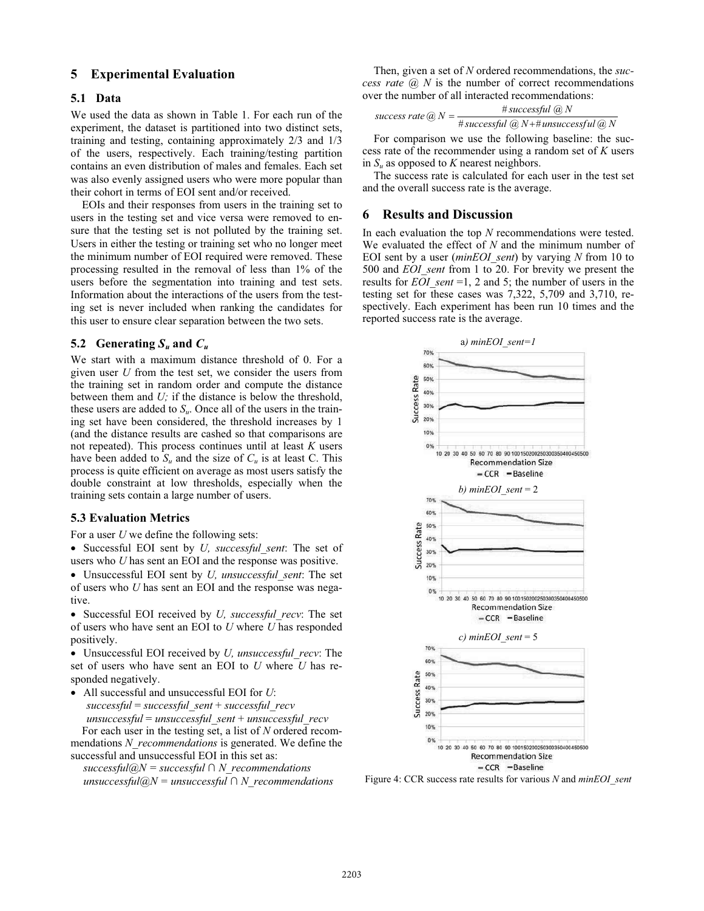## 5 Experimental Evaluation

### 5.1 Data

We used the data as shown in Table 1. For each run of the experiment, the dataset is partitioned into two distinct sets, training and testing, containing approximately 2/3 and 1/3 of the users, respectively. Each training/testing partition contains an even distribution of males and females. Each set was also evenly assigned users who were more popular than their cohort in terms of EOI sent and/or received.

EOIs and their responses from users in the training set to users in the testing set and vice versa were removed to ensure that the testing set is not polluted by the training set. Users in either the testing or training set who no longer meet the minimum number of EOI required were removed. These processing resulted in the removal of less than 1% of the users before the segmentation into training and test sets. Information about the interactions of the users from the testing set is never included when ranking the candidates for this user to ensure clear separation between the two sets.

### 5.2 Generating $S_u$ and $C_u$

We start with a maximum distance threshold of 0. For a given user *U* from the test set, we consider the users from the training set in random order and compute the distance between them and *U;* if the distance is below the threshold, these users are added to $S_u$. Once all of the users in the training set have been considered, the threshold increases by 1 (and the distance results are cashed so that comparisons are not repeated). This process continues until at least *K* users have been added to $S_u$ and the size of $C_u$ is at least C. This process is quite efficient on average as most users satisfy the double constraint at low thresholds, especially when the training sets contain a large number of users.

### 5.3 Evaluation Metrics

For a user *U* we define the following sets:

- Successful EOI sent by *U, successful_sent*: The set of users who *U* has sent an EOI and the response was positive.
- Unsuccessful EOI sent by *U, unsuccessful_sent*: The set of users who *U* has sent an EOI and the response was negative.
- Successful EOI received by *U, successful_recv*: The set of users who have sent an EOI to *U* where *U* has responded positively.
- Unsuccessful EOI received by *U, unsuccessful_recv*: The set of users who have sent an EOI to *U* where *U* has responded negatively.
- All successful and unsuccessful EOI for *U*:
  *successful* = *successful_sent* + *successful_recv*
  *unsuccessful* = *unsuccessful_sent* + *unsuccessful_recv*

For each user in the testing set, a list of *N* ordered recommendations *N_recommendations* is generated. We define the successful and unsuccessful EOI in this set as:

*successful@N* = *successful* ∩ *N_recommendations*
*unsuccessful@N* = *unsuccessful* ∩ *N_recommendations*

Then, given a set of *N* ordered recommendations, the *success rate @ N* is the number of correct recommendations over the number of all interacted recommendations:

$$success\ rate\ @\ N = \frac{\#\,successful\ @\ N}{\#\,successful\ @\ N + \#\,unsuccessful\ @\ N}$$

For comparison we use the following baseline: the success rate of the recommender using a random set of *K* users in $S_u$ as opposed to *K* nearest neighbors.

The success rate is calculated for each user in the test set and the overall success rate is the average.

## 6 Results and Discussion

In each evaluation the top *N* recommendations were tested. We evaluated the effect of *N* and the minimum number of EOI sent by a user (*minEOI_sent*) by varying *N* from 10 to 500 and *EOI_sent* from 1 to 20. For brevity we present the results for *EOI_sent* =1, 2 and 5; the number of users in the testing set for these cases was 7,322, 5,709 and 3,710, respectively. Each experiment has been run 10 times and the reported success rate is the average.

Figure 4: CCR success rate results for various *N* and *minEOI_sent*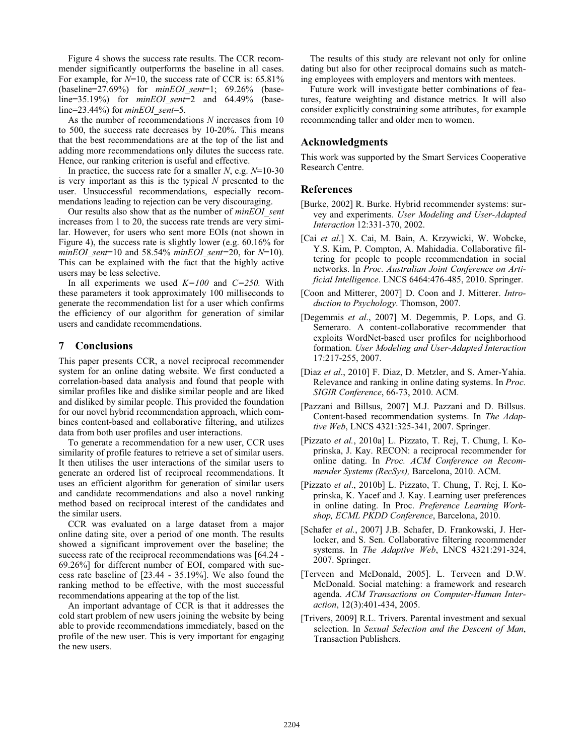Figure 4 shows the success rate results. The CCR recommender significantly outperforms the baseline in all cases. For example, for $N$=10, the success rate of CCR is: 65.81% (baseline=27.69%) for *minEOI_sent*=1; 69.26% (baseline=35.19%) for *minEOI_sent*=2 and 64.49% (baseline=23.44%) for *minEOI_sent*=5.

As the number of recommendations $N$ increases from 10 to 500, the success rate decreases by 10-20%. This means that the best recommendations are at the top of the list and adding more recommendations only dilutes the success rate. Hence, our ranking criterion is useful and effective.

In practice, the success rate for a smaller $N$, e.g. $N$=10-30 is very important as this is the typical $N$ presented to the user. Unsuccessful recommendations, especially recommendations leading to rejection can be very discouraging.

Our results also show that as the number of *minEOI_sent* increases from 1 to 20, the success rate trends are very similar. However, for users who sent more EOIs (not shown in Figure 4), the success rate is slightly lower (e.g. 60.16% for *minEOI_sent*=10 and 58.54% *minEOI_sent*=20, for $N$=10). This can be explained with the fact that the highly active users may be less selective.

In all experiments we used $K=100$ and $C=250$. With these parameters it took approximately 100 milliseconds to generate the recommendation list for a user which confirms the efficiency of our algorithm for generation of similar users and candidate recommendations.

## 7 Conclusions

This paper presents CCR, a novel reciprocal recommender system for an online dating website. We first conducted a correlation-based data analysis and found that people with similar profiles like and dislike similar people and are liked and disliked by similar people. This provided the foundation for our novel hybrid recommendation approach, which combines content-based and collaborative filtering, and utilizes data from both user profiles and user interactions.

To generate a recommendation for a new user, CCR uses similarity of profile features to retrieve a set of similar users. It then utilises the user interactions of the similar users to generate an ordered list of reciprocal recommendations. It uses an efficient algorithm for generation of similar users and candidate recommendations and also a novel ranking method based on reciprocal interest of the candidates and the similar users.

CCR was evaluated on a large dataset from a major online dating site, over a period of one month. The results showed a significant improvement over the baseline; the success rate of the reciprocal recommendations was [64.24 - 69.26%] for different number of EOI, compared with success rate baseline of [23.44 - 35.19%]. We also found the ranking method to be effective, with the most successful recommendations appearing at the top of the list.

An important advantage of CCR is that it addresses the cold start problem of new users joining the website by being able to provide recommendations immediately, based on the profile of the new user. This is very important for engaging the new users.

The results of this study are relevant not only for online dating but also for other reciprocal domains such as matching employees with employers and mentors with mentees.

Future work will investigate better combinations of features, feature weighting and distance metrics. It will also consider explicitly constraining some attributes, for example recommending taller and older men to women.

## Acknowledgments

This work was supported by the Smart Services Cooperative Research Centre.

## References

[Burke, 2002] R. Burke. Hybrid recommender systems: survey and experiments. *User Modeling and User-Adapted Interaction* 12:331-370, 2002.

[Cai *et al*.] X. Cai, M. Bain, A. Krzywicki, W. Wobcke, Y.S. Kim, P. Compton, A. Mahidadia. Collaborative filtering for people to people recommendation in social networks. In *Proc. Australian Joint Conference on Artificial Intelligence*. LNCS 6464:476-485, 2010. Springer.

[Coon and Mitterer, 2007] D. Coon and J. Mitterer. *Introduction to Psychology*. Thomson, 2007.

[Degemmis *et al*., 2007] M. Degemmis, P. Lops, and G. Semeraro. A content-collaborative recommender that exploits WordNet-based user profiles for neighborhood formation. *User Modeling and User-Adapted Interaction* 17:217-255, 2007.

[Diaz *et al*., 2010] F. Diaz, D. Metzler, and S. Amer-Yahia. Relevance and ranking in online dating systems. In *Proc. SIGIR Conference*, 66-73, 2010. ACM.

[Pazzani and Billsus, 2007] M.J. Pazzani and D. Billsus. Content-based recommendation systems. In *The Adaptive Web*, LNCS 4321:325-341, 2007. Springer.

[Pizzato *et al.*, 2010a] L. Pizzato, T. Rej, T. Chung, I. Koprinska, J. Kay. RECON: a reciprocal recommender for online dating. In *Proc. ACM Conference on Recommender Systems (RecSys),* Barcelona, 2010. ACM.

[Pizzato *et al*., 2010b] L. Pizzato, T. Chung, T. Rej, I. Koprinska, K. Yacef and J. Kay. Learning user preferences in online dating. In Proc. *Preference Learning Workshop, ECML PKDD Conference*, Barcelona, 2010.

[Schafer *et al.*, 2007] J.B. Schafer, D. Frankowski, J. Herlocker, and S. Sen. Collaborative filtering recommender systems. In *The Adaptive Web*, LNCS 4321:291-324, 2007. Springer.

[Terveen and McDonald, 2005]. L. Terveen and D.W. McDonald. Social matching: a framework and research agenda. *ACM Transactions on Computer-Human Interaction*, 12(3):401-434, 2005.

[Trivers, 2009] R.L. Trivers. Parental investment and sexual selection. In *Sexual Selection and the Descent of Man*, Transaction Publishers.